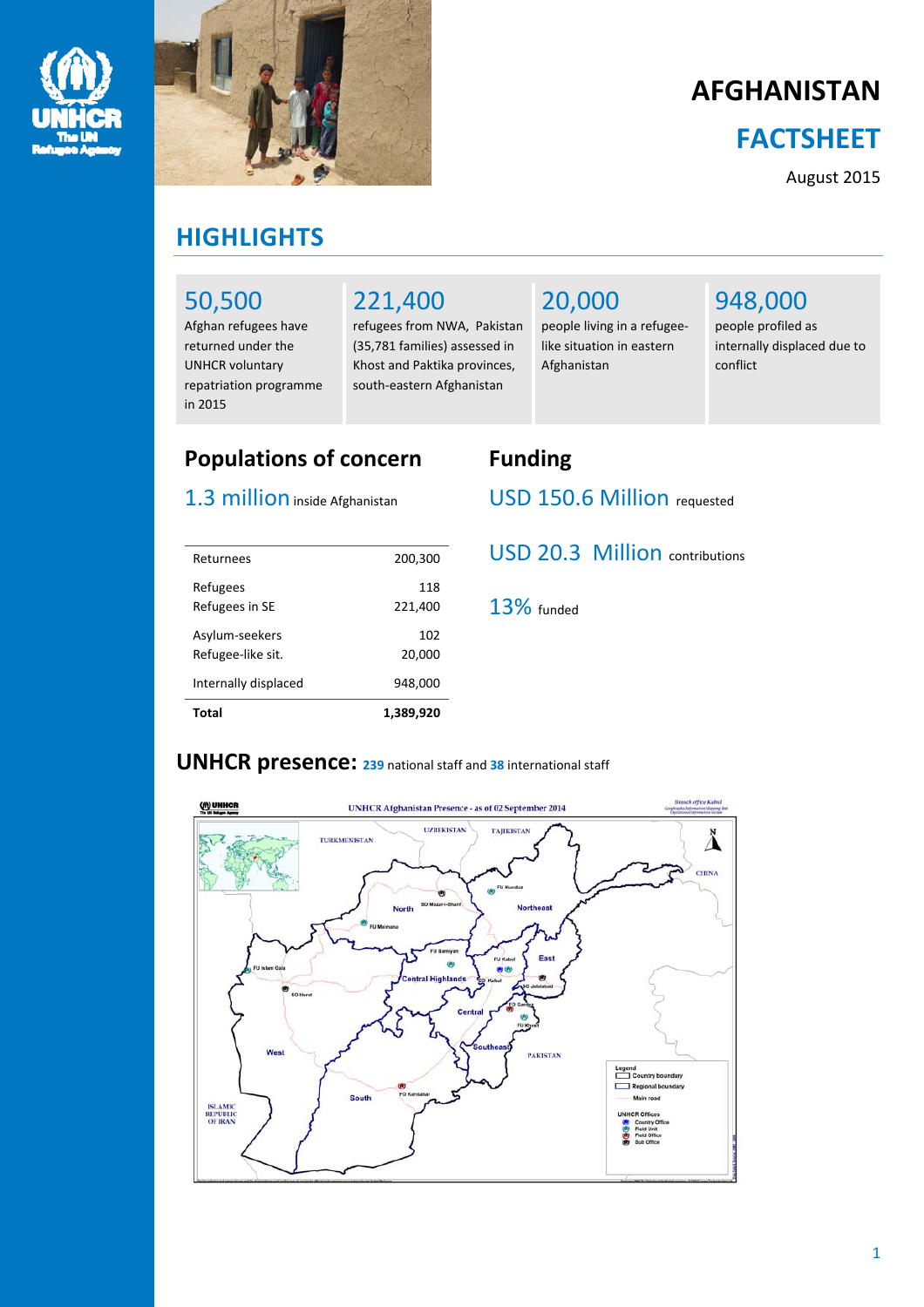# AFGHANISTAN

## FACTSHEET

August 2015

## HIGHLIGHTS

**50,500**
Afghan refugees have returned under the UNHCR voluntary repatriation programme in 2015

**221,400**
refugees from NWA, Pakistan (35,781 families) assessed in Khost and Paktika provinces, south-eastern Afghanistan

**20,000**
people living in a refugee-like situation in eastern Afghanistan

**948,000**
people profiled as internally displaced due to conflict

## Populations of concern

1.3 million inside Afghanistan

| | |
|---|---|
| Returnees | 200,300 |
| Refugees | 118 |
| Refugees in SE | 221,400 |
| Asylum-seekers | 102 |
| Refugee-like sit. | 20,000 |
| Internally displaced | 948,000 |
| **Total** | **1,389,920** |

## Funding

USD 150.6 Million requested

USD 20.3 Million contributions

13% funded

## UNHCR presence: 239 national staff and 38 international staff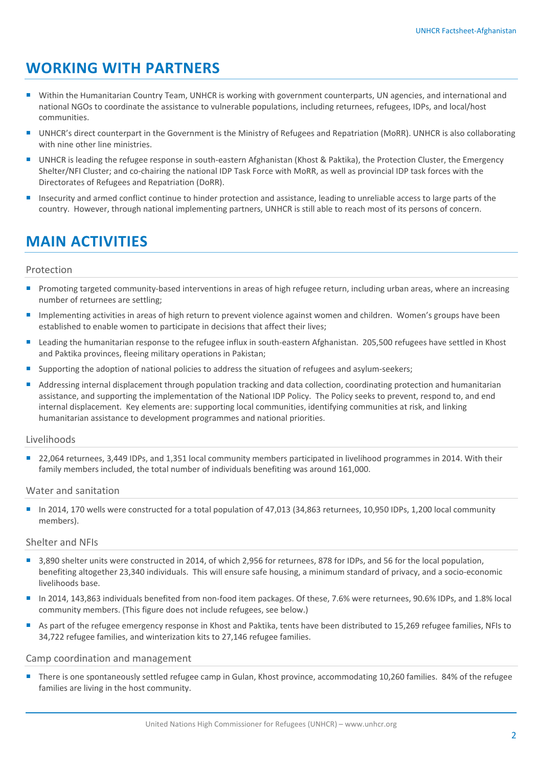# WORKING WITH PARTNERS

- Within the Humanitarian Country Team, UNHCR is working with government counterparts, UN agencies, and international and national NGOs to coordinate the assistance to vulnerable populations, including returnees, refugees, IDPs, and local/host communities.
- UNHCR's direct counterpart in the Government is the Ministry of Refugees and Repatriation (MoRR). UNHCR is also collaborating with nine other line ministries.
- UNHCR is leading the refugee response in south-eastern Afghanistan (Khost & Paktika), the Protection Cluster, the Emergency Shelter/NFI Cluster; and co-chairing the national IDP Task Force with MoRR, as well as provincial IDP task forces with the Directorates of Refugees and Repatriation (DoRR).
- Insecurity and armed conflict continue to hinder protection and assistance, leading to unreliable access to large parts of the country. However, through national implementing partners, UNHCR is still able to reach most of its persons of concern.

# MAIN ACTIVITIES

## Protection

- Promoting targeted community-based interventions in areas of high refugee return, including urban areas, where an increasing number of returnees are settling;
- Implementing activities in areas of high return to prevent violence against women and children. Women's groups have been established to enable women to participate in decisions that affect their lives;
- Leading the humanitarian response to the refugee influx in south-eastern Afghanistan. 205,500 refugees have settled in Khost and Paktika provinces, fleeing military operations in Pakistan;
- Supporting the adoption of national policies to address the situation of refugees and asylum-seekers;
- Addressing internal displacement through population tracking and data collection, coordinating protection and humanitarian assistance, and supporting the implementation of the National IDP Policy. The Policy seeks to prevent, respond to, and end internal displacement. Key elements are: supporting local communities, identifying communities at risk, and linking humanitarian assistance to development programmes and national priorities.

## Livelihoods

- 22,064 returnees, 3,449 IDPs, and 1,351 local community members participated in livelihood programmes in 2014. With their family members included, the total number of individuals benefiting was around 161,000.

## Water and sanitation

- In 2014, 170 wells were constructed for a total population of 47,013 (34,863 returnees, 10,950 IDPs, 1,200 local community members).

## Shelter and NFIs

- 3,890 shelter units were constructed in 2014, of which 2,956 for returnees, 878 for IDPs, and 56 for the local population, benefiting altogether 23,340 individuals. This will ensure safe housing, a minimum standard of privacy, and a socio-economic livelihoods base.
- In 2014, 143,863 individuals benefited from non-food item packages. Of these, 7.6% were returnees, 90.6% IDPs, and 1.8% local community members. (This figure does not include refugees, see below.)
- As part of the refugee emergency response in Khost and Paktika, tents have been distributed to 15,269 refugee families, NFIs to 34,722 refugee families, and winterization kits to 27,146 refugee families.

## Camp coordination and management

- There is one spontaneously settled refugee camp in Gulan, Khost province, accommodating 10,260 families. 84% of the refugee families are living in the host community.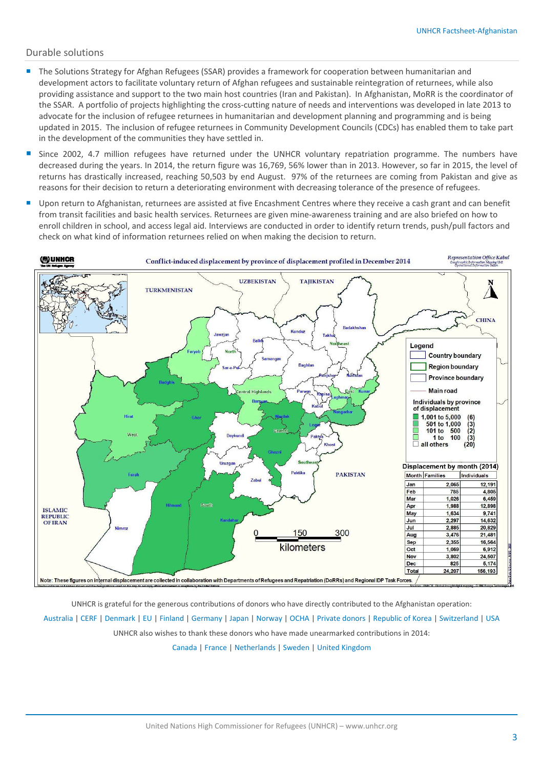## Durable solutions

- The Solutions Strategy for Afghan Refugees (SSAR) provides a framework for cooperation between humanitarian and development actors to facilitate voluntary return of Afghan refugees and sustainable reintegration of returnees, while also providing assistance and support to the two main host countries (Iran and Pakistan). In Afghanistan, MoRR is the coordinator of the SSAR. A portfolio of projects highlighting the cross-cutting nature of needs and interventions was developed in late 2013 to advocate for the inclusion of refugee returnees in humanitarian and development planning and programming and is being updated in 2015. The inclusion of refugee returnees in Community Development Councils (CDCs) has enabled them to take part in the development of the communities they have settled in.
- Since 2002, 4.7 million refugees have returned under the UNHCR voluntary repatriation programme. The numbers have decreased during the years. In 2014, the return figure was 16,769, 56% lower than in 2013. However, so far in 2015, the level of returns has drastically increased, reaching 50,503 by end August. 97% of the returnees are coming from Pakistan and give as reasons for their decision to return a deteriorating environment with decreasing tolerance of the presence of refugees.
- Upon return to Afghanistan, returnees are assisted at five Encashment Centres where they receive a cash grant and can benefit from transit facilities and basic health services. Returnees are given mine-awareness training and are also briefed on how to enroll children in school, and access legal aid. Interviews are conducted in order to identify return trends, push/pull factors and check on what kind of information returnees relied on when making the decision to return.

**Conflict-induced displacement by province of displacement profiled in December 2014**

Representation Office Kabul

Legend

Country boundary

Region boundary

Province boundary

Main road

Individuals by province of displacement

1,001 to 5,000 (6)

501 to 1,000 (3)

101 to 500 (2)

1 to 100 (3)

all others (20)

0 150 300 kilometers

Displacement by month (2014)

| Month | Families | Individuals |
|---|---|---|
| Jan | 2,065 | 12,191 |
| Feb | 785 | 4,805 |
| Mar | 1,026 | 6,459 |
| Apr | 1,988 | 12,898 |
| May | 1,634 | 9,741 |
| Jun | 2,297 | 14,632 |
| Jul | 2,885 | 20,829 |
| Aug | 3,476 | 21,481 |
| Sep | 2,355 | 16,564 |
| Oct | 1,069 | 6,912 |
| Nov | 3,802 | 24,507 |
| Dec | 825 | 5,174 |
| Total | 24,207 | 156,193 |

Note: These figures on internal displacement are collected in collaboration with Departments of Refugees and Repatriation (DoRRs) and Regional IDP Task Forces.

UNHCR is grateful for the generous contributions of donors who have directly contributed to the Afghanistan operation:

Australia | CERF | Denmark | EU | Finland | Germany | Japan | Norway | OCHA | Private donors | Republic of Korea | Switzerland | USA

UNHCR also wishes to thank these donors who have made unearmarked contributions in 2014:

Canada | France | Netherlands | Sweden | United Kingdom